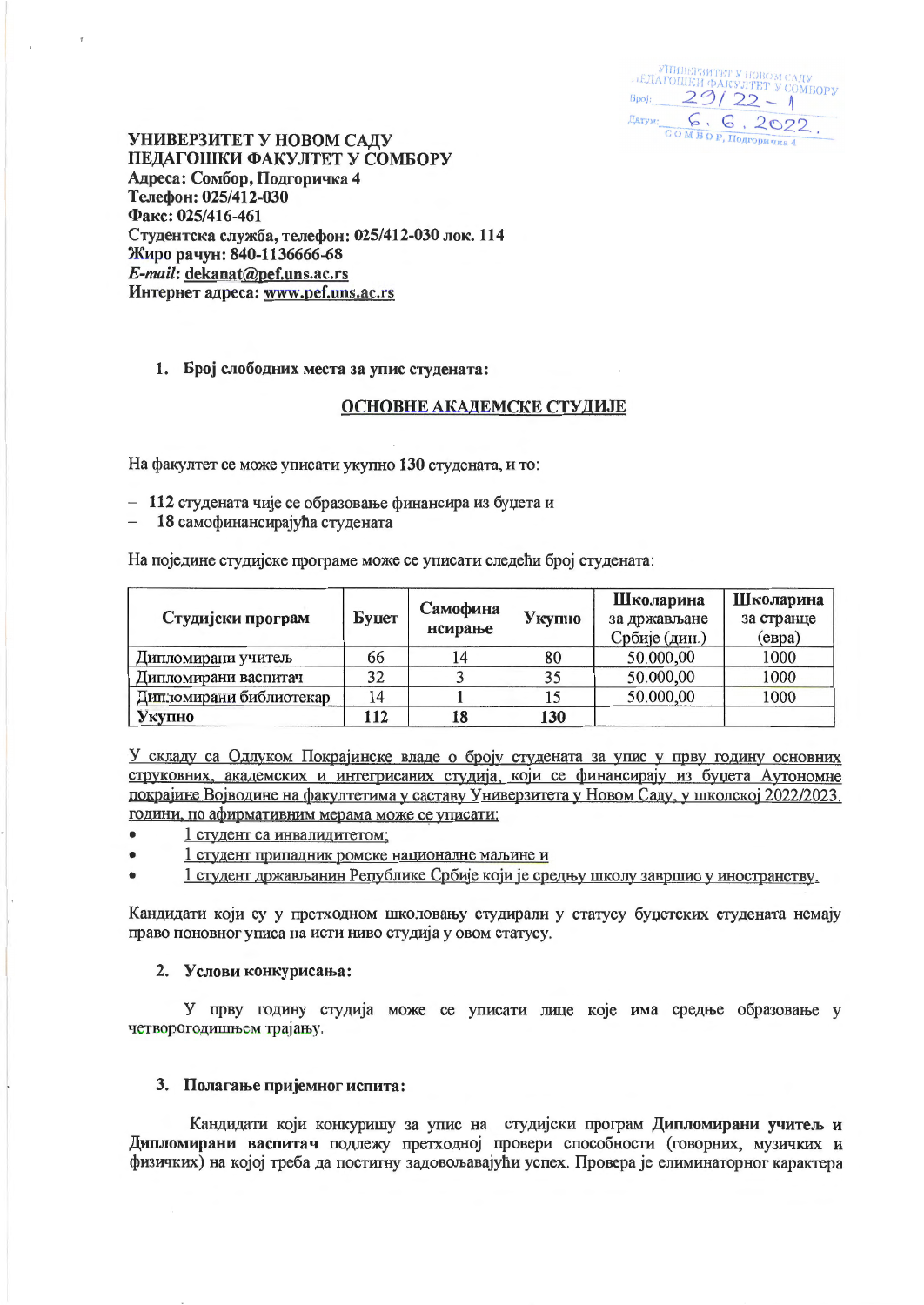УНИВЕРЗИТЕТ У НОВОМ САДУ  
ПЕДАГОШКИ ФАКУЛТЕТ У СОМБОРУ  
ПЕДАГОШКИ ФАКУЛТЕТ У СОМБОРУ  
Број: 29/22 – 1  
Датум: 6. 6. 2022.  
СОМБОР, Подгоричка 4

**УНИВЕРЗИТЕТ У НОВОМ САДУ**
**ПЕДАГОШКИ ФАКУЛТЕТ У СОМБОРУ**
**Адреса: Сомбор, Подгоричка 4**
**Телефон: 025/412-030**
**Факс: 025/416-461**
**Студентска служба, телефон: 025/412-030 лок. 114**
**Жиро рачун: 840-1136666-68**
***E-mail*: dekanat@pef.uns.ac.rs**
**Интернет адреса: www.pef.uns.ac.rs**

1. **Број слободних места за упис студената:**

**ОСНОВНЕ АКАДЕМСКЕ СТУДИЈЕ**

На факултет се може уписати укупно **130** студената, и то:

- **112** студената чије се образовање финансира из буџета и
- **18** самофинансирајућа студената

На поједине студијске програме може се уписати следећи број студената:

| Студијски програм | Буџет | Самофинансирање | Укупно | Школарина за држављане Србије (дин.) | Школарина за странце (евра) |
|---|---|---|---|---|---|
| Дипломирани учитељ | 66 | 14 | 80 | 50.000,00 | 1000 |
| Дипломирани васпитач | 32 | 3 | 35 | 50.000,00 | 1000 |
| Дипломирани библиотекар | 14 | 1 | 15 | 50.000,00 | 1000 |
| **Укупно** | **112** | **18** | **130** | | |

У складу са Одлуком Покрајинске владе о броју студената за упис у прву годину основних струковних, академских и интегрисаних студија, који се финансирају из буџета Аутономне покрајине Војводине на факултетима у саставу Универзитета у Новом Саду, у школској 2022/2023. години, по афирмативним мерама може се уписати:

- 1 студент са инвалидитетом;
- 1 студент припадник ромске националне мањине и
- 1 студент држављанин Републике Србије који је средњу школу завршио у иностранству.

Кандидати који су у претходном школовању студирали у статусу буџетских студената немају право поновног уписа на исти ниво студија у овом статусу.

2. **Услови конкурисања:**

У прву годину студија може се уписати лице које има средње образовање у четворогодишњем трајању.

3. **Полагање пријемног испита:**

Кандидати који конкуришу за упис на студијски програм **Дипломирани учитељ** и **Дипломирани васпитач** подлежу претходној провери способности (говорних, музичких и физичких) на којој треба да постигну задовољавајући успех. Провера је елиминаторног карактера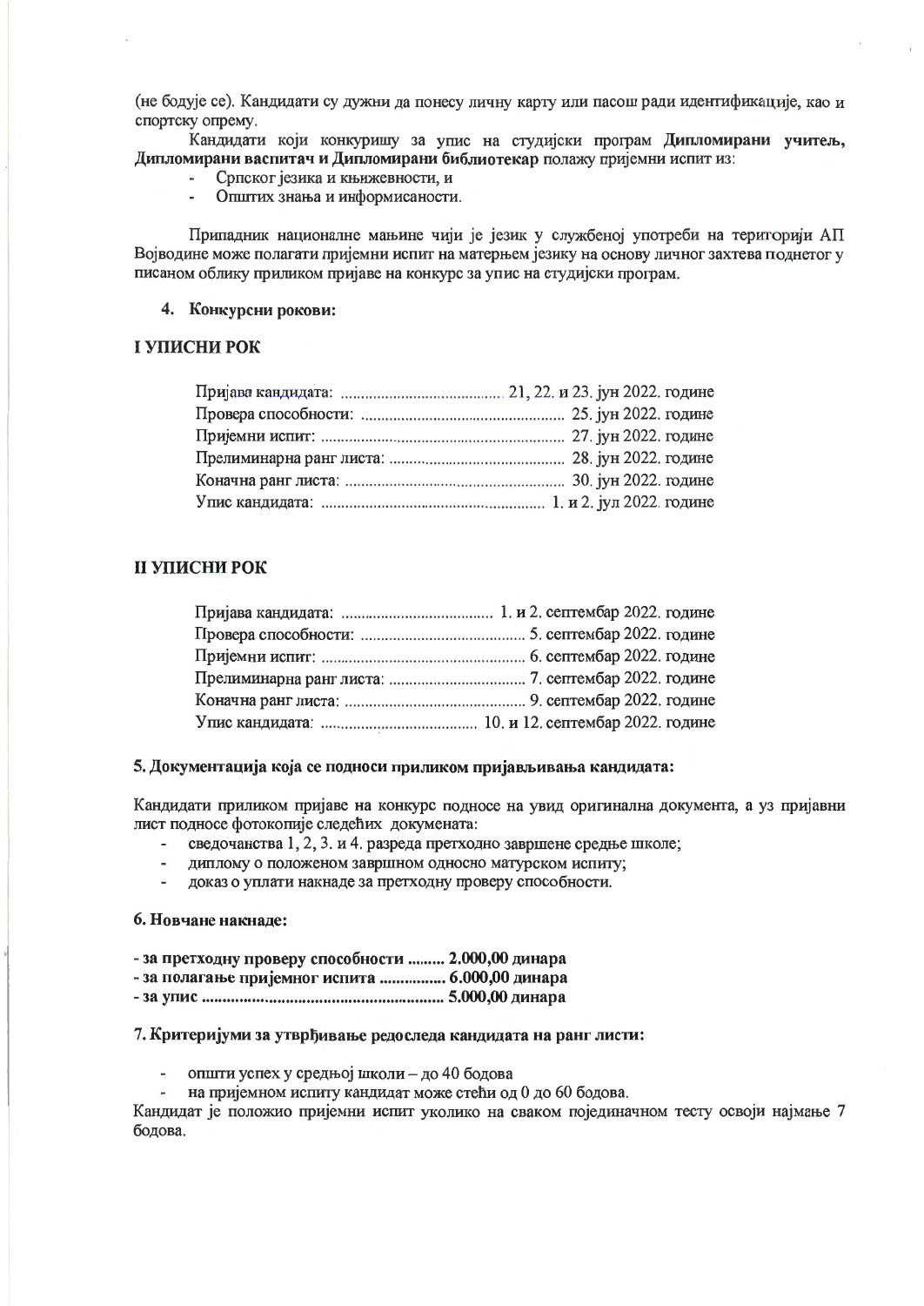(не бодује се). Кандидати су дужни да понесу личну карту или пасош ради идентификације, као и спортску опрему.

Кандидати који конкуришу за упис на студијски програм **Дипломирани учитељ, Дипломирани васпитач и Дипломирани библиотекар** полажу пријемни испит из:

- Српског језика и књижевности, и
- Општих знања и информисаности.

Припадник националне мањине чији је језик у службеној употреби на територији АП Војводине може полагати пријемни испит на матерњем језику на основу личног захтева поднетог у писаном облику приликом пријаве на конкурс за упис на студијски програм.

**4. Конкурсни рокови:**

## I УПИСНИ РОК

Пријава кандидата: ........................................ 21, 22. и 23. јун 2022. године
Провера способности: .................................................. 25. јун 2022. године
Пријемни испит: ............................................................ 27. јун 2022. године
Прелиминарна ранг листа: .......................................... 28. јун 2022. године
Коначна ранг листа: ..................................................... 30. јун 2022. године
Упис кандидата: ...................................................... 1. и 2. јул 2022. године

## II УПИСНИ РОК

Пријава кандидата: ..................................... 1. и 2. септембар 2022. године
Провера способности: ........................................ 5. септембар 2022. године
Пријемни испит: .................................................. 6. септембар 2022. године
Прелиминарна ранг листа: ................................. 7. септембар 2022. године
Коначна ранг листа: ............................................ 9. септембар 2022. године
Упис кандидата: ...................................... 10. и 12. септембар 2022. године

**5. Документација која се подноси приликом пријављивања кандидата:**

Кандидати приликом пријаве на конкурс подносе на увид оригинална документа, а уз пријавни лист подносе фотокопије следећих докумената:

- сведочанства 1, 2, 3. и 4. разреда претходно завршене средње школе;
- диплому о положеном завршном односно матурском испиту;
- доказ о уплати накнаде за претходну проверу способности.

**6. Новчане накнаде:**

**- за претходну проверу способности ......... 2.000,00 динара**
**- за полагање пријемног испита ............... 6.000,00 динара**
**- за упис ......................................................... 5.000,00 динара**

**7. Критеријуми за утврђивање редоследа кандидата на ранг листи:**

- општи успех у средњој школи – до 40 бодова
- на пријемном испиту кандидат може стећи од 0 до 60 бодова.

Кандидат је положио пријемни испит уколико на сваком појединачном тесту освоји најмање 7 бодова.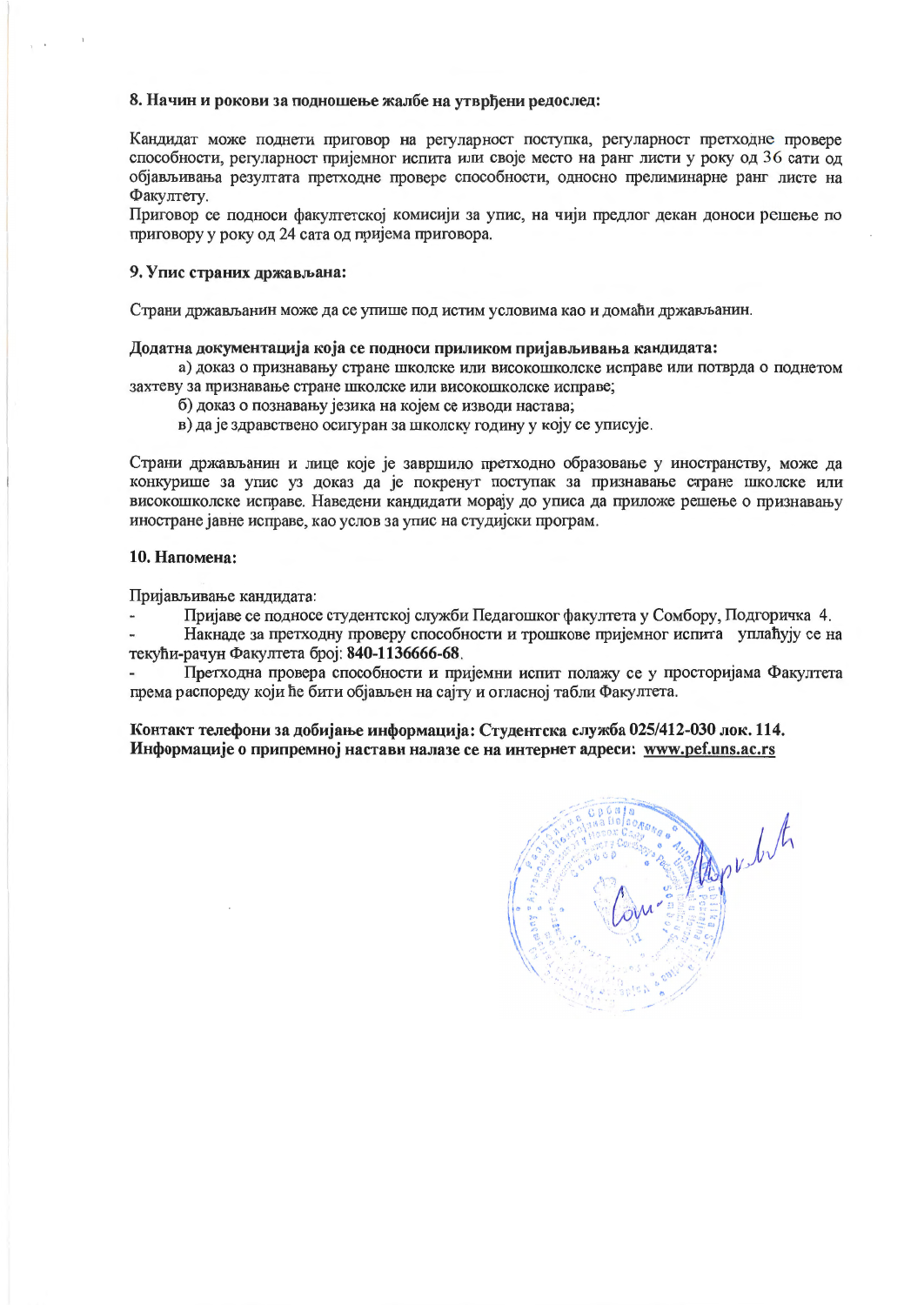### 8. Начин и рокови за подношење жалбе на утврђени редослед:

Кандидат може поднети приговор на регуларност поступка, регуларност претходне провере способности, регуларност пријемног испита или своје место на ранг листи у року од 36 сати од објављивања резултата претходне провере способности, односно прелиминарне ранг листе на Факултету.

Приговор се подноси факултетској комисији за упис, на чији предлог декан доноси решење по приговору у року од 24 сата од пријема приговора.

### 9. Упис страних држављана:

Страни држављанин може да се упише под истим условима као и домаћи држављанин.

**Додатна документација која се подноси приликом пријављивања кандидата:**

а) доказ о признавању стране школске или високошколске исправе или потврда о поднетом захтеву за признавање стране школске или високошколске исправе;

б) доказ о познавању језика на којем се изводи настава;

в) да је здравствено осигуран за школску годину у коју се уписује.

Страни држављанин и лице које је завршило претходно образовање у иностранству, може да конкурише за упис уз доказ да је покренут поступак за признавање стране школске или високошколске исправе. Наведени кандидати морају до уписа да приложе решење о признавању иностране јавне исправе, као услов за упис на студијски програм.

### 10. Напомена:

Пријављивање кандидата:

- Пријаве се подносе студентској служби Педагошког факултета у Сомбору, Подгоричка 4.
- Накнаде за претходну проверу способности и трошкове пријемног испита уплаћују се на текући-рачун Факултета број: **840-1136666-68**.
- Претходна провера способности и пријемни испит полажу се у просторијама Факултета према распореду који ће бити објављен на сајту и огласној табли Факултета.

**Контакт телефони за добијање информација: Студентска служба 025/412-030 лок. 114.**
**Информације о припремној настави налазе се на интернет адреси: www.pef.uns.ac.rs**